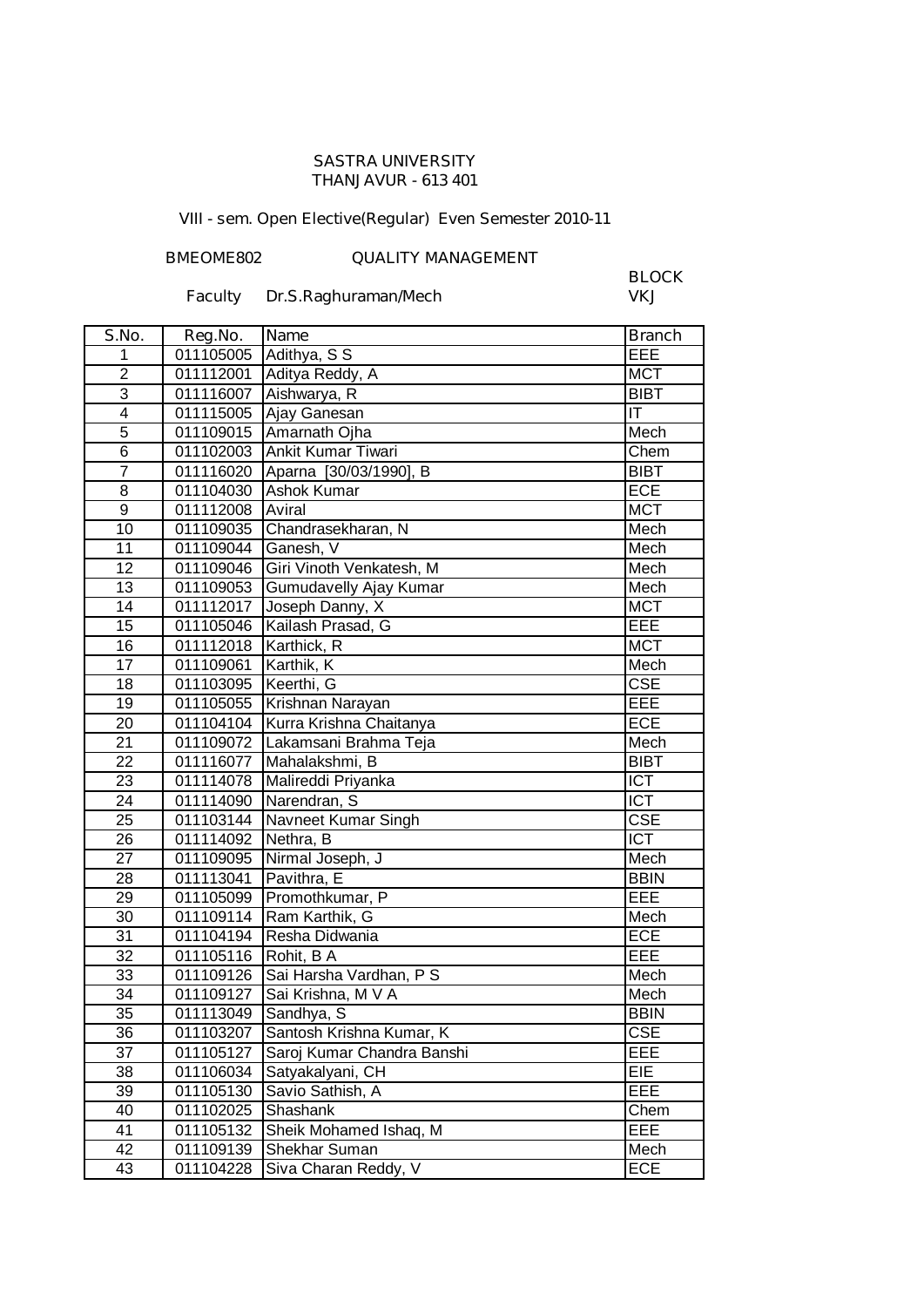SASTRA UNIVERSITY
THANJAVUR - 613 401

VIII - sem. Open Elective(Regular) Even Semester 2010-11

BMEOME802 QUALITY MANAGEMENT

Faculty Dr.S.Raghuraman/Mech

BLOCK
VKJ

| S.No. | Reg.No. | Name | Branch |
|---|---|---|---|
| 1 | 011105005 | Adithya, S S | EEE |
| 2 | 011112001 | Aditya Reddy, A | MCT |
| 3 | 011116007 | Aishwarya, R | BIBT |
| 4 | 011115005 | Ajay Ganesan | IT |
| 5 | 011109015 | Amarnath Ojha | Mech |
| 6 | 011102003 | Ankit Kumar Tiwari | Chem |
| 7 | 011116020 | Aparna [30/03/1990], B | BIBT |
| 8 | 011104030 | Ashok Kumar | ECE |
| 9 | 011112008 | Aviral | MCT |
| 10 | 011109035 | Chandrasekharan, N | Mech |
| 11 | 011109044 | Ganesh, V | Mech |
| 12 | 011109046 | Giri Vinoth Venkatesh, M | Mech |
| 13 | 011109053 | Gumudavelly Ajay Kumar | Mech |
| 14 | 011112017 | Joseph Danny, X | MCT |
| 15 | 011105046 | Kailash Prasad, G | EEE |
| 16 | 011112018 | Karthick, R | MCT |
| 17 | 011109061 | Karthik, K | Mech |
| 18 | 011103095 | Keerthi, G | CSE |
| 19 | 011105055 | Krishnan Narayan | EEE |
| 20 | 011104104 | Kurra Krishna Chaitanya | ECE |
| 21 | 011109072 | Lakamsani Brahma Teja | Mech |
| 22 | 011116077 | Mahalakshmi, B | BIBT |
| 23 | 011114078 | Malireddi Priyanka | ICT |
| 24 | 011114090 | Narendran, S | ICT |
| 25 | 011103144 | Navneet Kumar Singh | CSE |
| 26 | 011114092 | Nethra, B | ICT |
| 27 | 011109095 | Nirmal Joseph, J | Mech |
| 28 | 011113041 | Pavithra, E | BBIN |
| 29 | 011105099 | Promothkumar, P | EEE |
| 30 | 011109114 | Ram Karthik, G | Mech |
| 31 | 011104194 | Resha Didwania | ECE |
| 32 | 011105116 | Rohit, B A | EEE |
| 33 | 011109126 | Sai Harsha Vardhan, P S | Mech |
| 34 | 011109127 | Sai Krishna, M V A | Mech |
| 35 | 011113049 | Sandhya, S | BBIN |
| 36 | 011103207 | Santosh Krishna Kumar, K | CSE |
| 37 | 011105127 | Saroj Kumar Chandra Banshi | EEE |
| 38 | 011106034 | Satyakalyani, CH | EIE |
| 39 | 011105130 | Savio Sathish, A | EEE |
| 40 | 011102025 | Shashank | Chem |
| 41 | 011105132 | Sheik Mohamed Ishaq, M | EEE |
| 42 | 011109139 | Shekhar Suman | Mech |
| 43 | 011104228 | Siva Charan Reddy, V | ECE |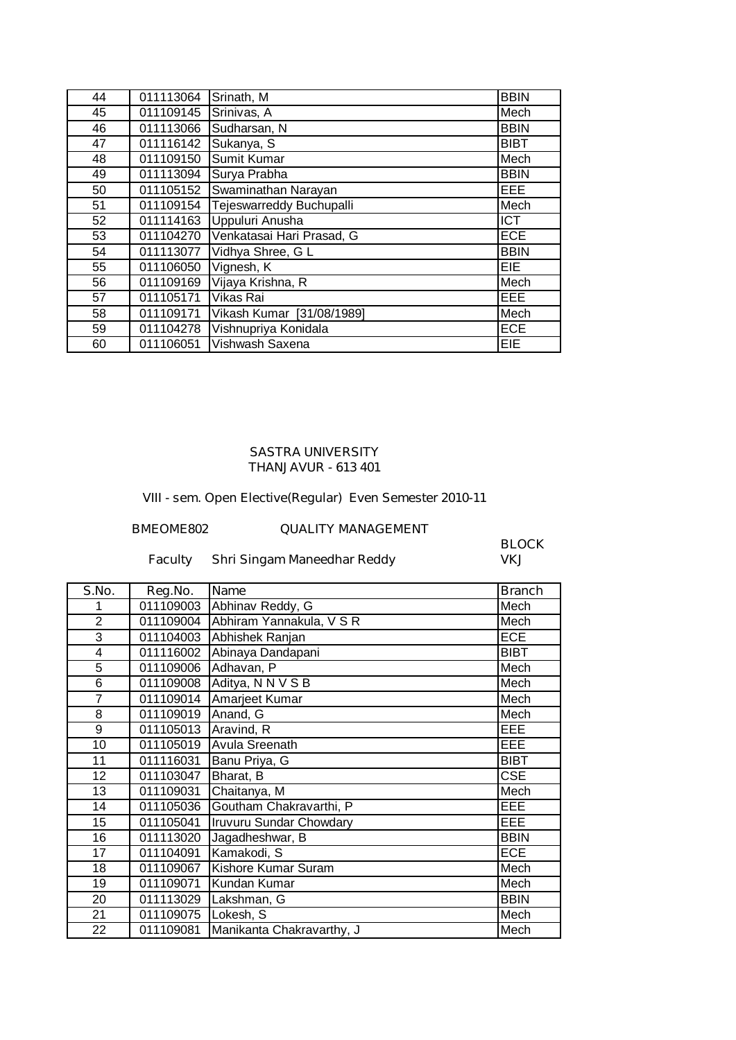| 44 | 011113064 | Srinath, M | BBIN |
|---|---|---|---|
| 45 | 011109145 | Srinivas, A | Mech |
| 46 | 011113066 | Sudharsan, N | BBIN |
| 47 | 011116142 | Sukanya, S | BIBT |
| 48 | 011109150 | Sumit Kumar | Mech |
| 49 | 011113094 | Surya Prabha | BBIN |
| 50 | 011105152 | Swaminathan Narayan | EEE |
| 51 | 011109154 | Tejeswarreddy Buchupalli | Mech |
| 52 | 011114163 | Uppuluri Anusha | ICT |
| 53 | 011104270 | Venkatasai Hari Prasad, G | ECE |
| 54 | 011113077 | Vidhya Shree, G L | BBIN |
| 55 | 011106050 | Vignesh, K | EIE |
| 56 | 011109169 | Vijaya Krishna, R | Mech |
| 57 | 011105171 | Vikas Rai | EEE |
| 58 | 011109171 | Vikash Kumar [31/08/1989] | Mech |
| 59 | 011104278 | Vishnupriya Konidala | ECE |
| 60 | 011106051 | Vishwash Saxena | EIE |

SASTRA UNIVERSITY
THANJAVUR - 613 401

VIII - sem. Open Elective(Regular) Even Semester 2010-11

BMEOME802 QUALITY MANAGEMENT

Faculty Shri Singam Maneedhar Reddy

BLOCK VKJ

| S.No. | Reg.No. | Name | Branch |
|---|---|---|---|
| 1 | 011109003 | Abhinav Reddy, G | Mech |
| 2 | 011109004 | Abhiram Yannakula, V S R | Mech |
| 3 | 011104003 | Abhishek Ranjan | ECE |
| 4 | 011116002 | Abinaya Dandapani | BIBT |
| 5 | 011109006 | Adhavan, P | Mech |
| 6 | 011109008 | Aditya, N N V S B | Mech |
| 7 | 011109014 | Amarjeet Kumar | Mech |
| 8 | 011109019 | Anand, G | Mech |
| 9 | 011105013 | Aravind, R | EEE |
| 10 | 011105019 | Avula Sreenath | EEE |
| 11 | 011116031 | Banu Priya, G | BIBT |
| 12 | 011103047 | Bharat, B | CSE |
| 13 | 011109031 | Chaitanya, M | Mech |
| 14 | 011105036 | Goutham Chakravarthi, P | EEE |
| 15 | 011105041 | Iruvuru Sundar Chowdary | EEE |
| 16 | 011113020 | Jagadheshwar, B | BBIN |
| 17 | 011104091 | Kamakodi, S | ECE |
| 18 | 011109067 | Kishore Kumar Suram | Mech |
| 19 | 011109071 | Kundan Kumar | Mech |
| 20 | 011113029 | Lakshman, G | BBIN |
| 21 | 011109075 | Lokesh, S | Mech |
| 22 | 011109081 | Manikanta Chakravarthy, J | Mech |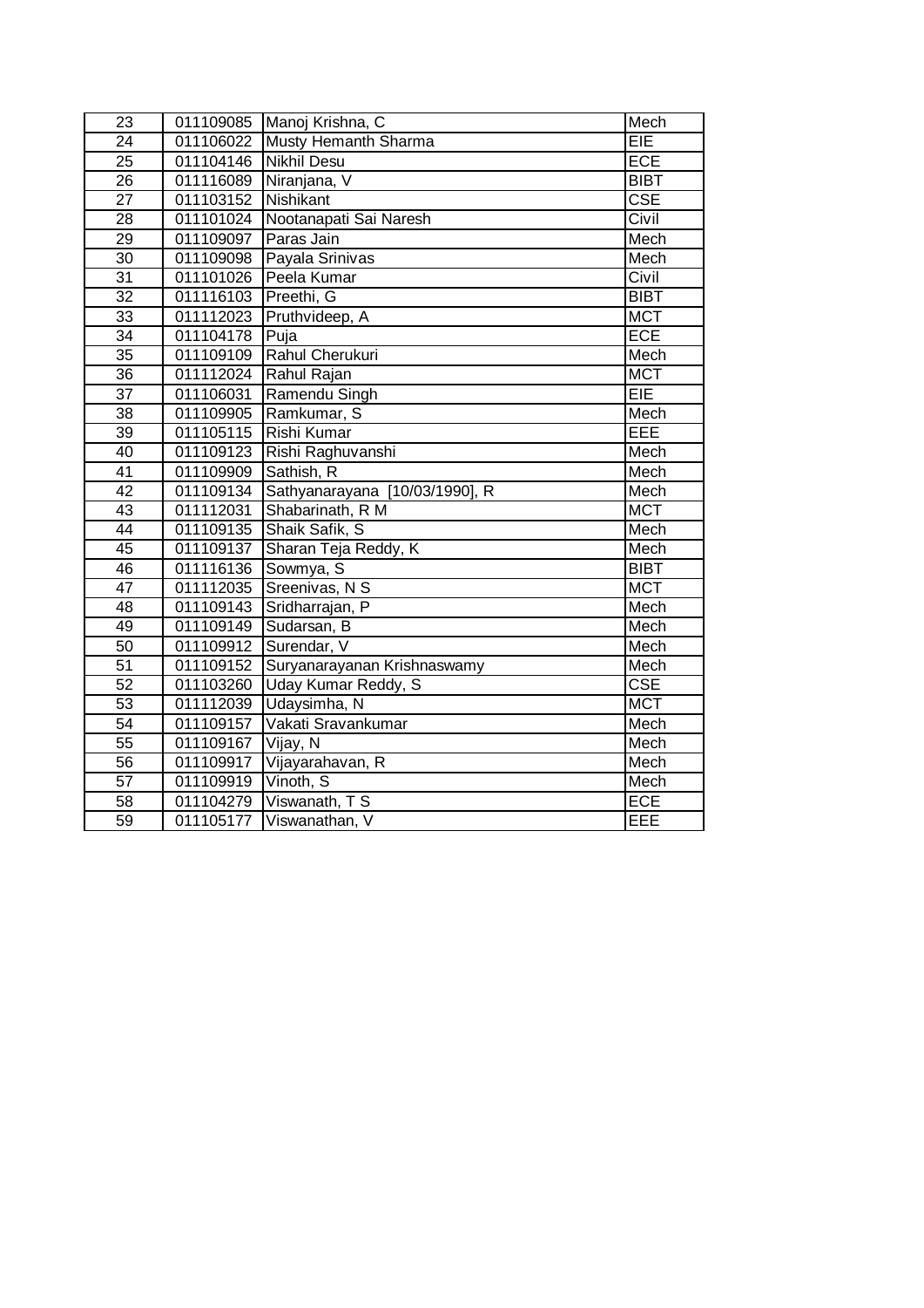| | | | |
|---|---|---|---|
| 23 | 011109085 | Manoj Krishna, C | Mech |
| 24 | 011106022 | Musty Hemanth Sharma | EIE |
| 25 | 011104146 | Nikhil Desu | ECE |
| 26 | 011116089 | Niranjana, V | BIBT |
| 27 | 011103152 | Nishikant | CSE |
| 28 | 011101024 | Nootanapati Sai Naresh | Civil |
| 29 | 011109097 | Paras Jain | Mech |
| 30 | 011109098 | Payala Srinivas | Mech |
| 31 | 011101026 | Peela Kumar | Civil |
| 32 | 011116103 | Preethi, G | BIBT |
| 33 | 011112023 | Pruthvideep, A | MCT |
| 34 | 011104178 | Puja | ECE |
| 35 | 011109109 | Rahul Cherukuri | Mech |
| 36 | 011112024 | Rahul Rajan | MCT |
| 37 | 011106031 | Ramendu Singh | EIE |
| 38 | 011109905 | Ramkumar, S | Mech |
| 39 | 011105115 | Rishi Kumar | EEE |
| 40 | 011109123 | Rishi Raghuvanshi | Mech |
| 41 | 011109909 | Sathish, R | Mech |
| 42 | 011109134 | Sathyanarayana [10/03/1990], R | Mech |
| 43 | 011112031 | Shabarinath, R M | MCT |
| 44 | 011109135 | Shaik Safik, S | Mech |
| 45 | 011109137 | Sharan Teja Reddy, K | Mech |
| 46 | 011116136 | Sowmya, S | BIBT |
| 47 | 011112035 | Sreenivas, N S | MCT |
| 48 | 011109143 | Sridharrajan, P | Mech |
| 49 | 011109149 | Sudarsan, B | Mech |
| 50 | 011109912 | Surendar, V | Mech |
| 51 | 011109152 | Suryanarayanan Krishnaswamy | Mech |
| 52 | 011103260 | Uday Kumar Reddy, S | CSE |
| 53 | 011112039 | Udaysimha, N | MCT |
| 54 | 011109157 | Vakati Sravankumar | Mech |
| 55 | 011109167 | Vijay, N | Mech |
| 56 | 011109917 | Vijayarahavan, R | Mech |
| 57 | 011109919 | Vinoth, S | Mech |
| 58 | 011104279 | Viswanath, T S | ECE |
| 59 | 011105177 | Viswanathan, V | EEE |